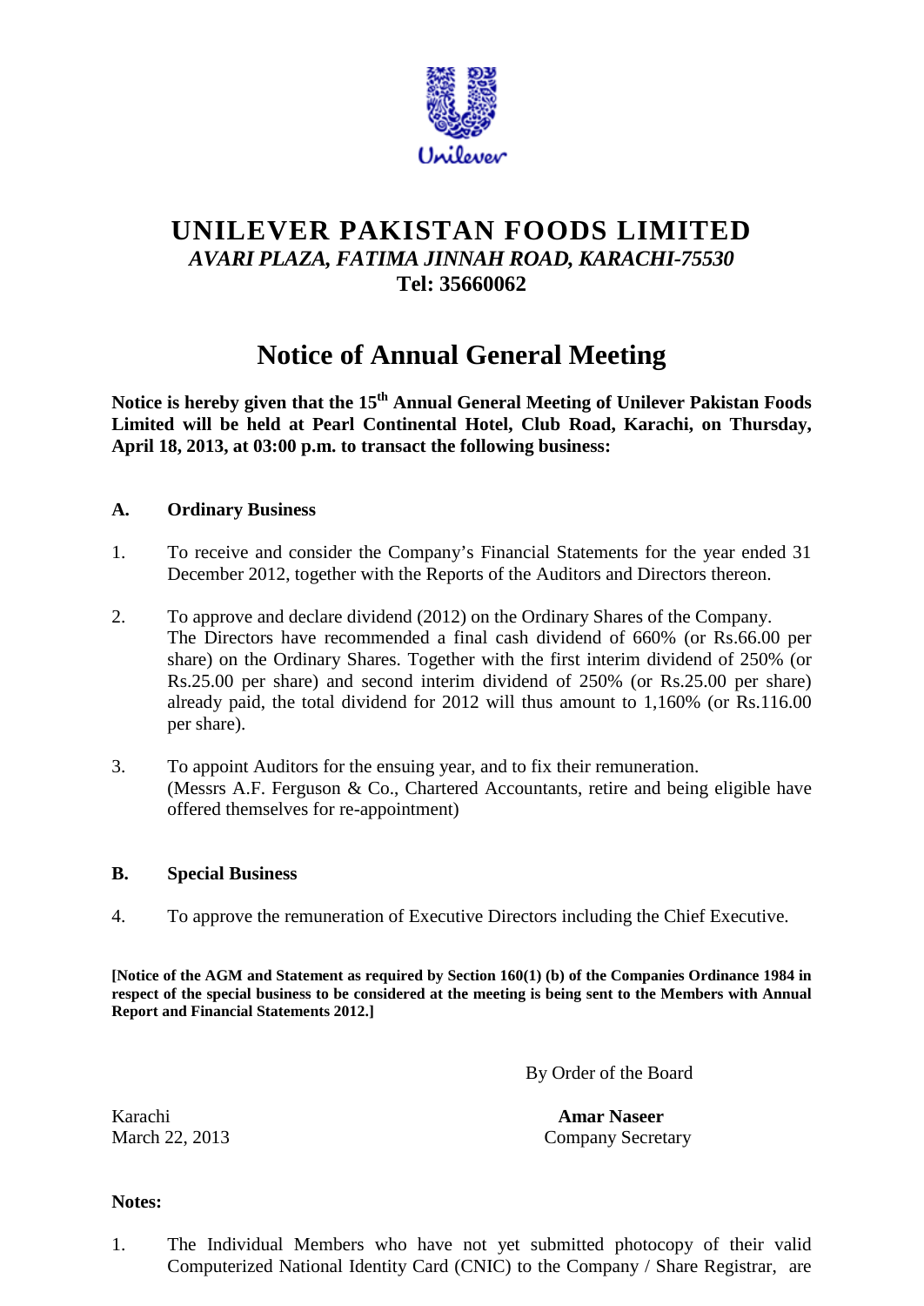# UNILEVER PAKISTAN FOODS LIMITED

***AVARI PLAZA, FATIMA JINNAH ROAD, KARACHI-75530***

**Tel: 35660062**

## Notice of Annual General Meeting

**Notice is hereby given that the 15th Annual General Meeting of Unilever Pakistan Foods Limited will be held at Pearl Continental Hotel, Club Road, Karachi, on Thursday, April 18, 2013, at 03:00 p.m. to transact the following business:**

**A. Ordinary Business**

1. To receive and consider the Company's Financial Statements for the year ended 31 December 2012, together with the Reports of the Auditors and Directors thereon.

2. To approve and declare dividend (2012) on the Ordinary Shares of the Company. The Directors have recommended a final cash dividend of 660% (or Rs.66.00 per share) on the Ordinary Shares. Together with the first interim dividend of 250% (or Rs.25.00 per share) and second interim dividend of 250% (or Rs.25.00 per share) already paid, the total dividend for 2012 will thus amount to 1,160% (or Rs.116.00 per share).

3. To appoint Auditors for the ensuing year, and to fix their remuneration. (Messrs A.F. Ferguson & Co., Chartered Accountants, retire and being eligible have offered themselves for re-appointment)

**B. Special Business**

4. To approve the remuneration of Executive Directors including the Chief Executive.

**[Notice of the AGM and Statement as required by Section 160(1) (b) of the Companies Ordinance 1984 in respect of the special business to be considered at the meeting is being sent to the Members with Annual Report and Financial Statements 2012.]**

By Order of the Board

Karachi
March 22, 2013

**Amar Naseer**
Company Secretary

**Notes:**

1. The Individual Members who have not yet submitted photocopy of their valid Computerized National Identity Card (CNIC) to the Company / Share Registrar, are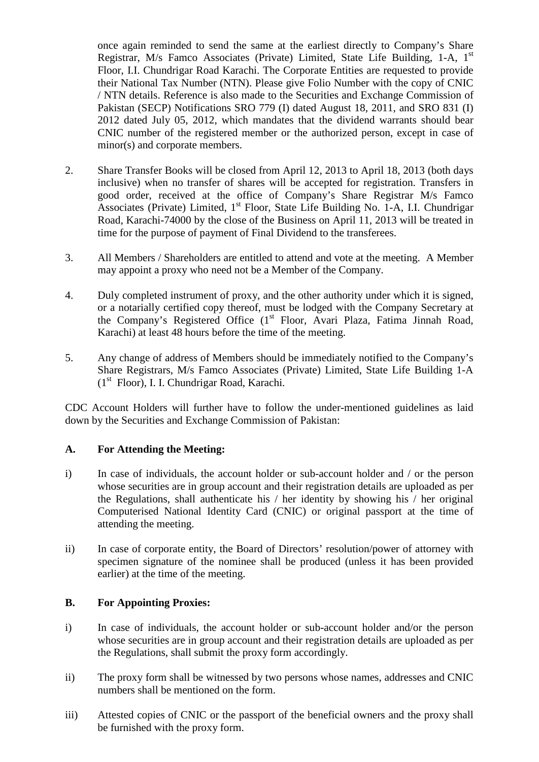once again reminded to send the same at the earliest directly to Company's Share Registrar, M/s Famco Associates (Private) Limited, State Life Building, 1-A, 1st Floor, I.I. Chundrigar Road Karachi. The Corporate Entities are requested to provide their National Tax Number (NTN). Please give Folio Number with the copy of CNIC / NTN details. Reference is also made to the Securities and Exchange Commission of Pakistan (SECP) Notifications SRO 779 (I) dated August 18, 2011, and SRO 831 (I) 2012 dated July 05, 2012, which mandates that the dividend warrants should bear CNIC number of the registered member or the authorized person, except in case of minor(s) and corporate members.

2. Share Transfer Books will be closed from April 12, 2013 to April 18, 2013 (both days inclusive) when no transfer of shares will be accepted for registration. Transfers in good order, received at the office of Company's Share Registrar M/s Famco Associates (Private) Limited, 1st Floor, State Life Building No. 1-A, I.I. Chundrigar Road, Karachi-74000 by the close of the Business on April 11, 2013 will be treated in time for the purpose of payment of Final Dividend to the transferees.

3. All Members / Shareholders are entitled to attend and vote at the meeting. A Member may appoint a proxy who need not be a Member of the Company.

4. Duly completed instrument of proxy, and the other authority under which it is signed, or a notarially certified copy thereof, must be lodged with the Company Secretary at the Company's Registered Office (1st Floor, Avari Plaza, Fatima Jinnah Road, Karachi) at least 48 hours before the time of the meeting.

5. Any change of address of Members should be immediately notified to the Company's Share Registrars, M/s Famco Associates (Private) Limited, State Life Building 1-A (1st Floor), I. I. Chundrigar Road, Karachi.

CDC Account Holders will further have to follow the under-mentioned guidelines as laid down by the Securities and Exchange Commission of Pakistan:

**A. For Attending the Meeting:**

i) In case of individuals, the account holder or sub-account holder and / or the person whose securities are in group account and their registration details are uploaded as per the Regulations, shall authenticate his / her identity by showing his / her original Computerised National Identity Card (CNIC) or original passport at the time of attending the meeting.

ii) In case of corporate entity, the Board of Directors' resolution/power of attorney with specimen signature of the nominee shall be produced (unless it has been provided earlier) at the time of the meeting.

**B. For Appointing Proxies:**

i) In case of individuals, the account holder or sub-account holder and/or the person whose securities are in group account and their registration details are uploaded as per the Regulations, shall submit the proxy form accordingly.

ii) The proxy form shall be witnessed by two persons whose names, addresses and CNIC numbers shall be mentioned on the form.

iii) Attested copies of CNIC or the passport of the beneficial owners and the proxy shall be furnished with the proxy form.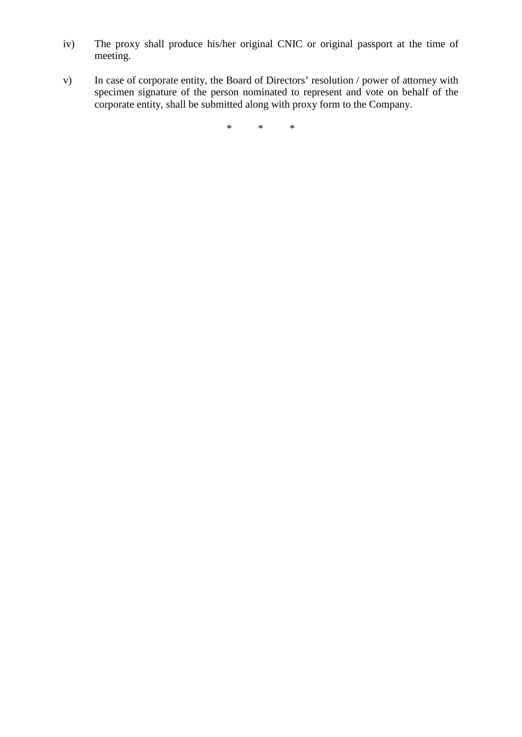iv) The proxy shall produce his/her original CNIC or original passport at the time of meeting.

v) In case of corporate entity, the Board of Directors' resolution / power of attorney with specimen signature of the person nominated to represent and vote on behalf of the corporate entity, shall be submitted along with proxy form to the Company.

\* \* \*